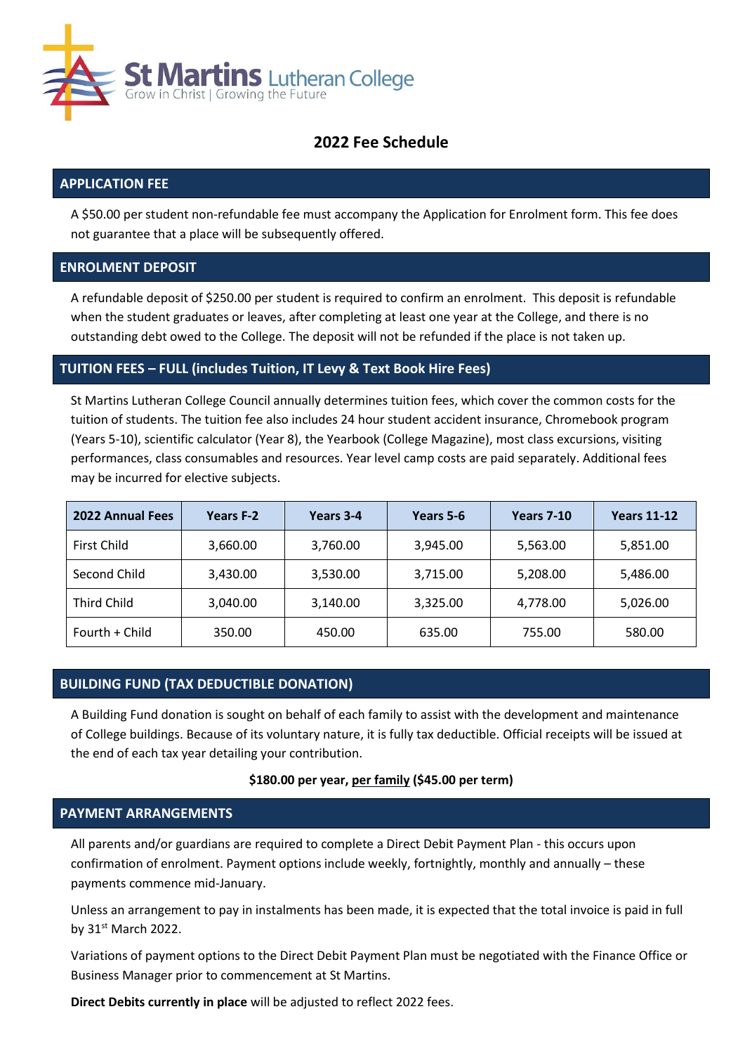# St Martins Lutheran College

Grow in Christ | Growing the Future

## 2022 Fee Schedule

### APPLICATION FEE

A $50.00 per student non-refundable fee must accompany the Application for Enrolment form. This fee does not guarantee that a place will be subsequently offered.

### ENROLMENT DEPOSIT

A refundable deposit of $250.00 per student is required to confirm an enrolment. This deposit is refundable when the student graduates or leaves, after completing at least one year at the College, and there is no outstanding debt owed to the College. The deposit will not be refunded if the place is not taken up.

### TUITION FEES – FULL (includes Tuition, IT Levy & Text Book Hire Fees)

St Martins Lutheran College Council annually determines tuition fees, which cover the common costs for the tuition of students. The tuition fee also includes 24 hour student accident insurance, Chromebook program (Years 5-10), scientific calculator (Year 8), the Yearbook (College Magazine), most class excursions, visiting performances, class consumables and resources. Year level camp costs are paid separately. Additional fees may be incurred for elective subjects.

| 2022 Annual Fees | Years F-2 | Years 3-4 | Years 5-6 | Years 7-10 | Years 11-12 |
|---|---|---|---|---|---|
| First Child | 3,660.00 | 3,760.00 | 3,945.00 | 5,563.00 | 5,851.00 |
| Second Child | 3,430.00 | 3,530.00 | 3,715.00 | 5,208.00 | 5,486.00 |
| Third Child | 3,040.00 | 3,140.00 | 3,325.00 | 4,778.00 | 5,026.00 |
| Fourth + Child | 350.00 | 450.00 | 635.00 | 755.00 | 580.00 |

### BUILDING FUND (TAX DEDUCTIBLE DONATION)

A Building Fund donation is sought on behalf of each family to assist with the development and maintenance of College buildings. Because of its voluntary nature, it is fully tax deductible. Official receipts will be issued at the end of each tax year detailing your contribution.

**$180.00 per year, per family ($45.00 per term)**

### PAYMENT ARRANGEMENTS

All parents and/or guardians are required to complete a Direct Debit Payment Plan - this occurs upon confirmation of enrolment. Payment options include weekly, fortnightly, monthly and annually – these payments commence mid-January.

Unless an arrangement to pay in instalments has been made, it is expected that the total invoice is paid in full by 31st March 2022.

Variations of payment options to the Direct Debit Payment Plan must be negotiated with the Finance Office or Business Manager prior to commencement at St Martins.

**Direct Debits currently in place** will be adjusted to reflect 2022 fees.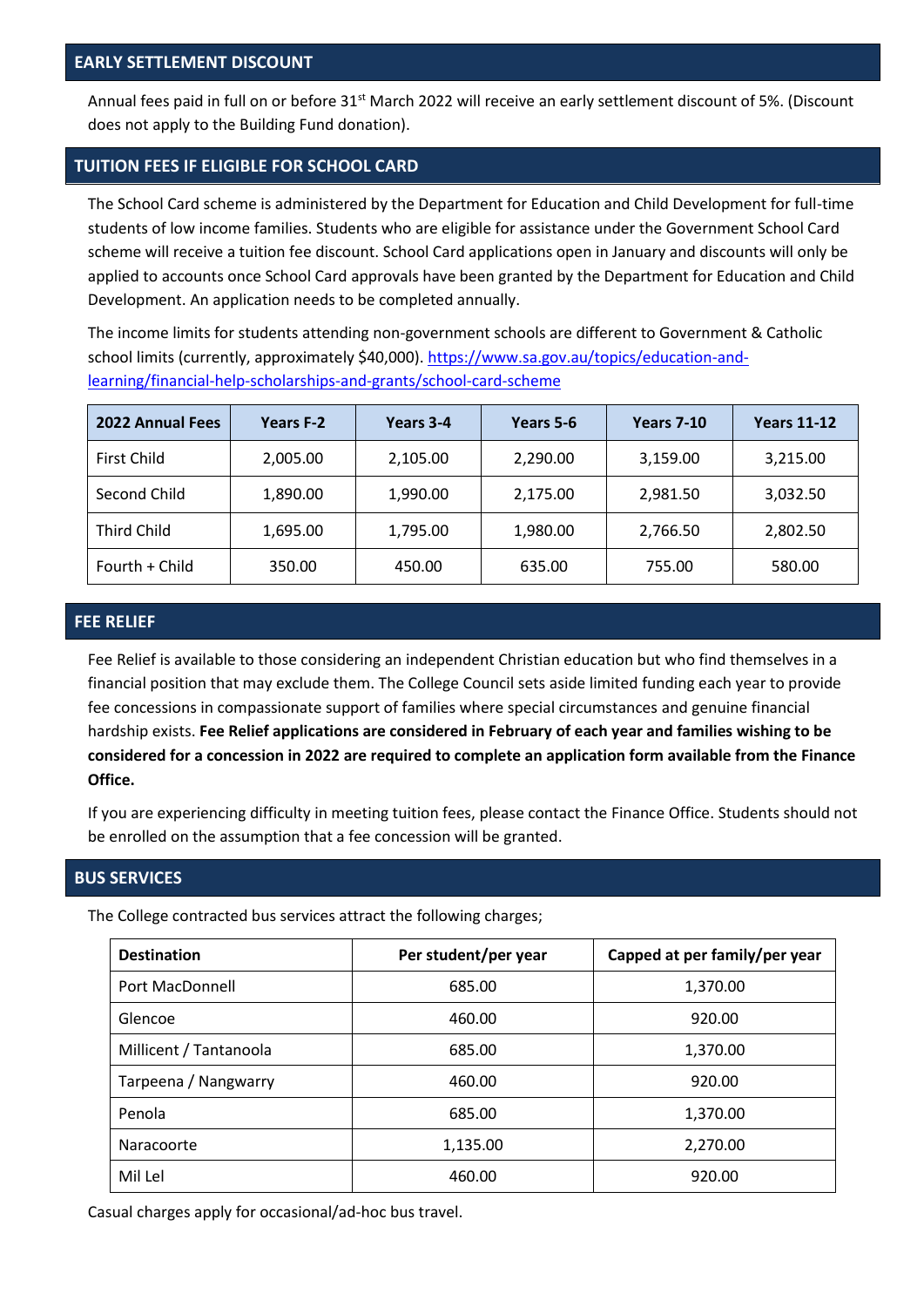## EARLY SETTLEMENT DISCOUNT

Annual fees paid in full on or before 31st March 2022 will receive an early settlement discount of 5%. (Discount does not apply to the Building Fund donation).

## TUITION FEES IF ELIGIBLE FOR SCHOOL CARD

The School Card scheme is administered by the Department for Education and Child Development for full-time students of low income families. Students who are eligible for assistance under the Government School Card scheme will receive a tuition fee discount. School Card applications open in January and discounts will only be applied to accounts once School Card approvals have been granted by the Department for Education and Child Development. An application needs to be completed annually.

The income limits for students attending non-government schools are different to Government & Catholic school limits (currently, approximately $40,000). https://www.sa.gov.au/topics/education-and-learning/financial-help-scholarships-and-grants/school-card-scheme

| 2022 Annual Fees | Years F-2 | Years 3-4 | Years 5-6 | Years 7-10 | Years 11-12 |
|---|---|---|---|---|---|
| First Child | 2,005.00 | 2,105.00 | 2,290.00 | 3,159.00 | 3,215.00 |
| Second Child | 1,890.00 | 1,990.00 | 2,175.00 | 2,981.50 | 3,032.50 |
| Third Child | 1,695.00 | 1,795.00 | 1,980.00 | 2,766.50 | 2,802.50 |
| Fourth + Child | 350.00 | 450.00 | 635.00 | 755.00 | 580.00 |

## FEE RELIEF

Fee Relief is available to those considering an independent Christian education but who find themselves in a financial position that may exclude them. The College Council sets aside limited funding each year to provide fee concessions in compassionate support of families where special circumstances and genuine financial hardship exists. **Fee Relief applications are considered in February of each year and families wishing to be considered for a concession in 2022 are required to complete an application form available from the Finance Office.**

If you are experiencing difficulty in meeting tuition fees, please contact the Finance Office. Students should not be enrolled on the assumption that a fee concession will be granted.

## BUS SERVICES

The College contracted bus services attract the following charges;

| Destination | Per student/per year | Capped at per family/per year |
|---|---|---|
| Port MacDonnell | 685.00 | 1,370.00 |
| Glencoe | 460.00 | 920.00 |
| Millicent / Tantanoola | 685.00 | 1,370.00 |
| Tarpeena / Nangwarry | 460.00 | 920.00 |
| Penola | 685.00 | 1,370.00 |
| Naracoorte | 1,135.00 | 2,270.00 |
| Mil Lel | 460.00 | 920.00 |

Casual charges apply for occasional/ad-hoc bus travel.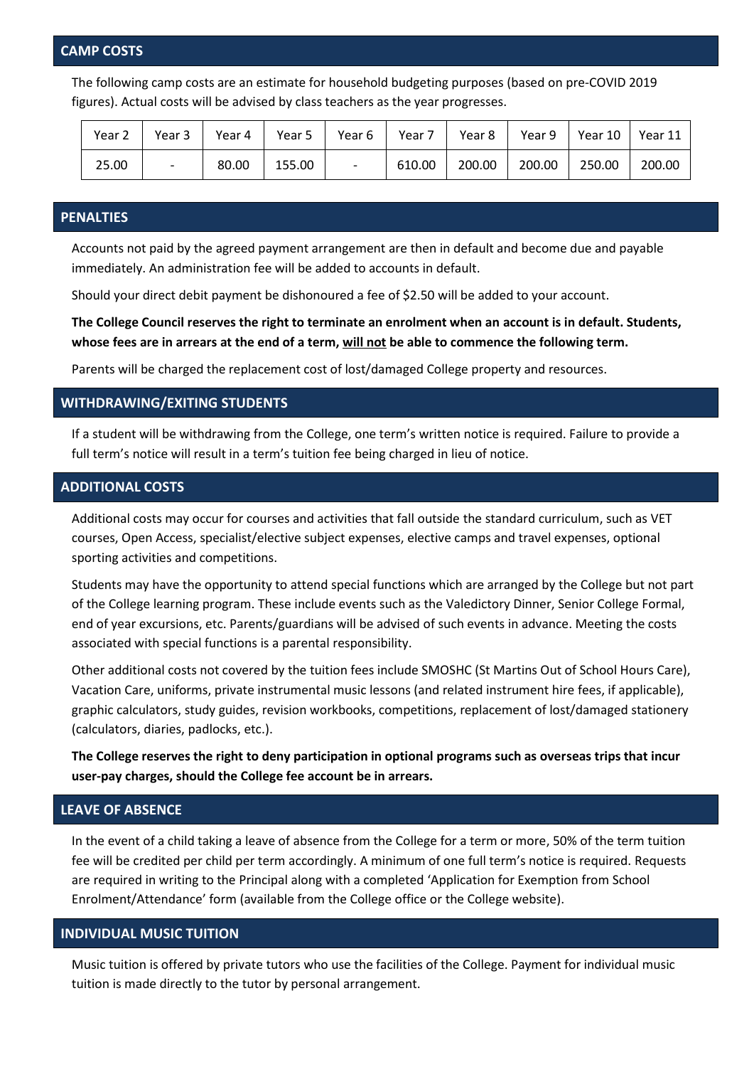## CAMP COSTS

The following camp costs are an estimate for household budgeting purposes (based on pre-COVID 2019 figures). Actual costs will be advised by class teachers as the year progresses.

| Year 2 | Year 3 | Year 4 | Year 5 | Year 6 | Year 7 | Year 8 | Year 9 | Year 10 | Year 11 |
|---|---|---|---|---|---|---|---|---|---|
| 25.00 | - | 80.00 | 155.00 | - | 610.00 | 200.00 | 200.00 | 250.00 | 200.00 |

## PENALTIES

Accounts not paid by the agreed payment arrangement are then in default and become due and payable immediately. An administration fee will be added to accounts in default.

Should your direct debit payment be dishonoured a fee of $2.50 will be added to your account.

**The College Council reserves the right to terminate an enrolment when an account is in default. Students, whose fees are in arrears at the end of a term, <u>will not</u> be able to commence the following term.**

Parents will be charged the replacement cost of lost/damaged College property and resources.

## WITHDRAWING/EXITING STUDENTS

If a student will be withdrawing from the College, one term's written notice is required. Failure to provide a full term's notice will result in a term's tuition fee being charged in lieu of notice.

## ADDITIONAL COSTS

Additional costs may occur for courses and activities that fall outside the standard curriculum, such as VET courses, Open Access, specialist/elective subject expenses, elective camps and travel expenses, optional sporting activities and competitions.

Students may have the opportunity to attend special functions which are arranged by the College but not part of the College learning program. These include events such as the Valedictory Dinner, Senior College Formal, end of year excursions, etc. Parents/guardians will be advised of such events in advance. Meeting the costs associated with special functions is a parental responsibility.

Other additional costs not covered by the tuition fees include SMOSHC (St Martins Out of School Hours Care), Vacation Care, uniforms, private instrumental music lessons (and related instrument hire fees, if applicable), graphic calculators, study guides, revision workbooks, competitions, replacement of lost/damaged stationery (calculators, diaries, padlocks, etc.).

**The College reserves the right to deny participation in optional programs such as overseas trips that incur user-pay charges, should the College fee account be in arrears.**

## LEAVE OF ABSENCE

In the event of a child taking a leave of absence from the College for a term or more, 50% of the term tuition fee will be credited per child per term accordingly. A minimum of one full term's notice is required. Requests are required in writing to the Principal along with a completed 'Application for Exemption from School Enrolment/Attendance' form (available from the College office or the College website).

## INDIVIDUAL MUSIC TUITION

Music tuition is offered by private tutors who use the facilities of the College. Payment for individual music tuition is made directly to the tutor by personal arrangement.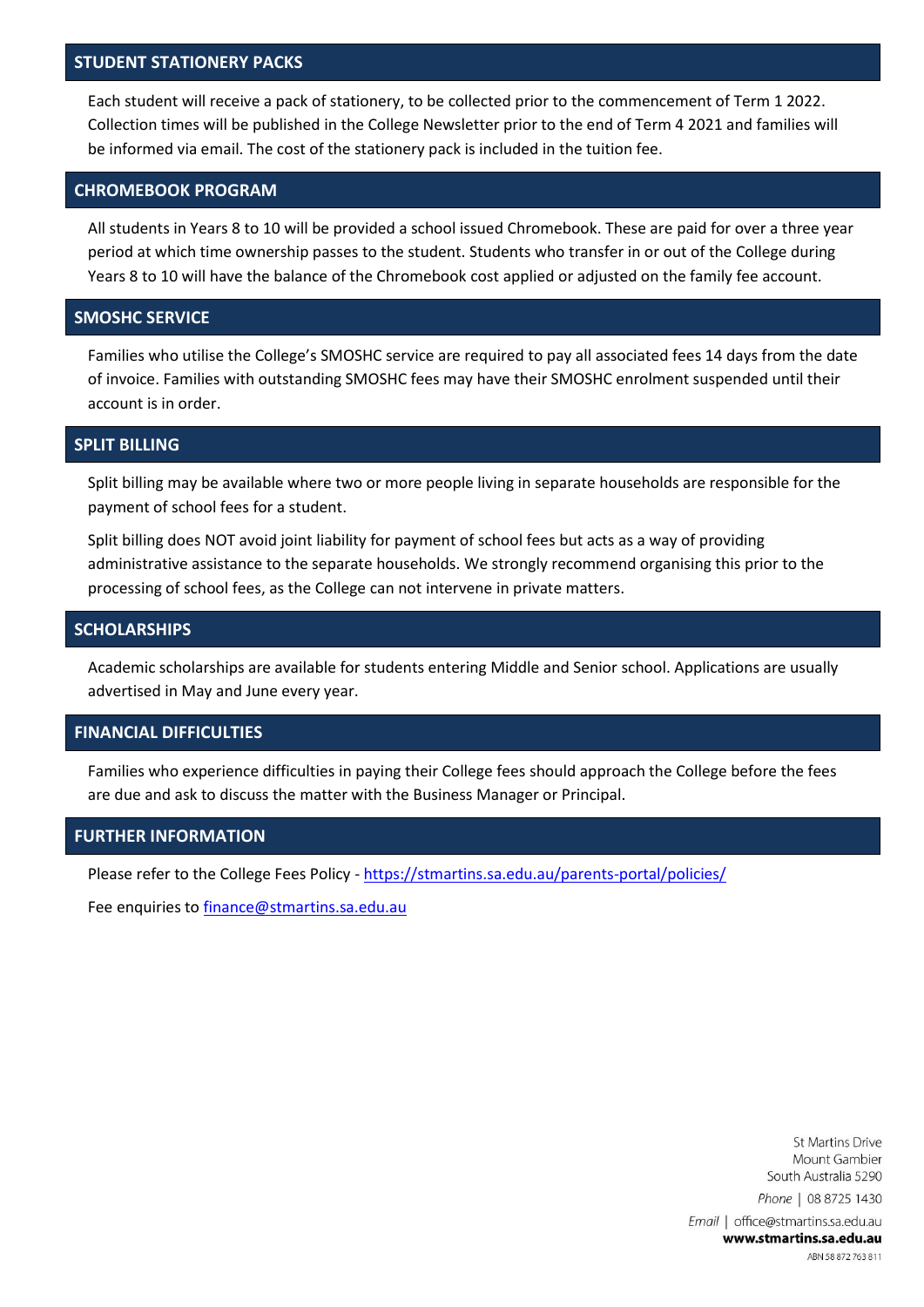## STUDENT STATIONERY PACKS

Each student will receive a pack of stationery, to be collected prior to the commencement of Term 1 2022. Collection times will be published in the College Newsletter prior to the end of Term 4 2021 and families will be informed via email. The cost of the stationery pack is included in the tuition fee.

## CHROMEBOOK PROGRAM

All students in Years 8 to 10 will be provided a school issued Chromebook. These are paid for over a three year period at which time ownership passes to the student. Students who transfer in or out of the College during Years 8 to 10 will have the balance of the Chromebook cost applied or adjusted on the family fee account.

## SMOSHC SERVICE

Families who utilise the College's SMOSHC service are required to pay all associated fees 14 days from the date of invoice. Families with outstanding SMOSHC fees may have their SMOSHC enrolment suspended until their account is in order.

## SPLIT BILLING

Split billing may be available where two or more people living in separate households are responsible for the payment of school fees for a student.

Split billing does NOT avoid joint liability for payment of school fees but acts as a way of providing administrative assistance to the separate households. We strongly recommend organising this prior to the processing of school fees, as the College can not intervene in private matters.

## SCHOLARSHIPS

Academic scholarships are available for students entering Middle and Senior school. Applications are usually advertised in May and June every year.

## FINANCIAL DIFFICULTIES

Families who experience difficulties in paying their College fees should approach the College before the fees are due and ask to discuss the matter with the Business Manager or Principal.

## FURTHER INFORMATION

Please refer to the College Fees Policy - https://stmartins.sa.edu.au/parents-portal/policies/

Fee enquiries to finance@stmartins.sa.edu.au

St Martins Drive
Mount Gambier
South Australia 5290

*Phone* | 08 8725 1430

*Email* | office@stmartins.sa.edu.au
**www.stmartins.sa.edu.au**
ABN 58 872 763 811